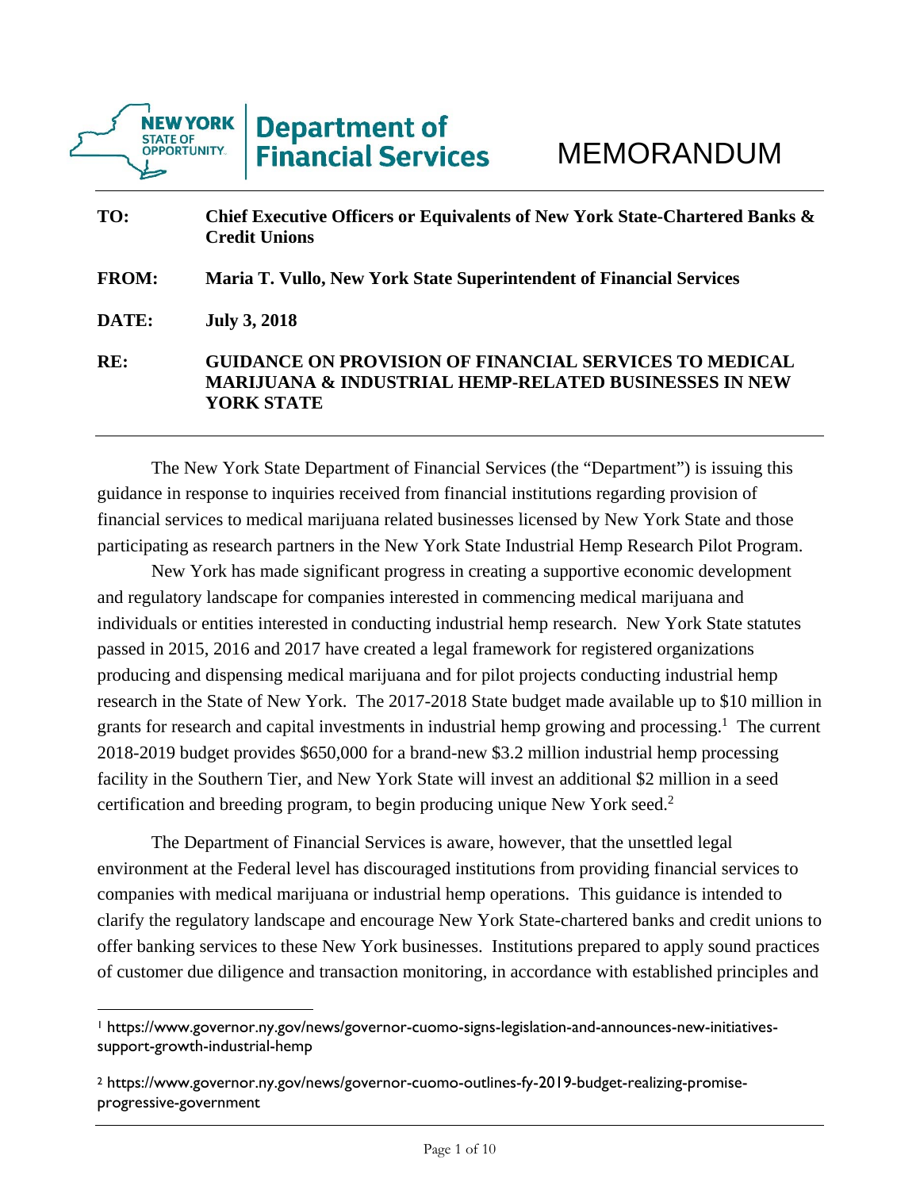**New York State of Opportunity | Department of Financial Services**

# MEMORANDUM

**TO:** **Chief Executive Officers or Equivalents of New York State-Chartered Banks & Credit Unions**

**FROM:** **Maria T. Vullo, New York State Superintendent of Financial Services**

**DATE:** **July 3, 2018**

**RE:** **GUIDANCE ON PROVISION OF FINANCIAL SERVICES TO MEDICAL MARIJUANA & INDUSTRIAL HEMP-RELATED BUSINESSES IN NEW YORK STATE**

---

The New York State Department of Financial Services (the "Department") is issuing this guidance in response to inquiries received from financial institutions regarding provision of financial services to medical marijuana related businesses licensed by New York State and those participating as research partners in the New York State Industrial Hemp Research Pilot Program.

New York has made significant progress in creating a supportive economic development and regulatory landscape for companies interested in commencing medical marijuana and individuals or entities interested in conducting industrial hemp research. New York State statutes passed in 2015, 2016 and 2017 have created a legal framework for registered organizations producing and dispensing medical marijuana and for pilot projects conducting industrial hemp research in the State of New York. The 2017-2018 State budget made available up to $10 million in grants for research and capital investments in industrial hemp growing and processing.[1] The current 2018-2019 budget provides $650,000 for a brand-new $3.2 million industrial hemp processing facility in the Southern Tier, and New York State will invest an additional $2 million in a seed certification and breeding program, to begin producing unique New York seed.[2]

The Department of Financial Services is aware, however, that the unsettled legal environment at the Federal level has discouraged institutions from providing financial services to companies with medical marijuana or industrial hemp operations. This guidance is intended to clarify the regulatory landscape and encourage New York State-chartered banks and credit unions to offer banking services to these New York businesses. Institutions prepared to apply sound practices of customer due diligence and transaction monitoring, in accordance with established principles and

---

[1] https://www.governor.ny.gov/news/governor-cuomo-signs-legislation-and-announces-new-initiatives-support-growth-industrial-hemp

[2] https://www.governor.ny.gov/news/governor-cuomo-outlines-fy-2019-budget-realizing-promise-progressive-government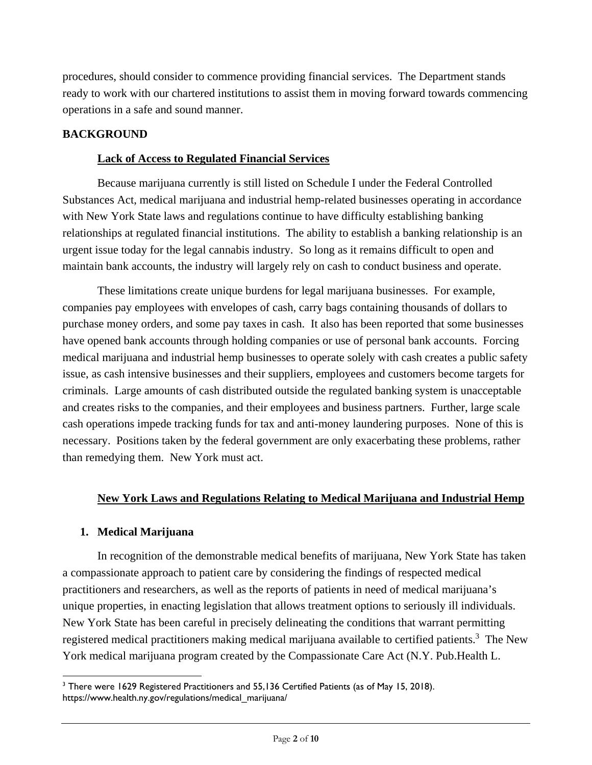procedures, should consider to commence providing financial services. The Department stands ready to work with our chartered institutions to assist them in moving forward towards commencing operations in a safe and sound manner.

## BACKGROUND

### Lack of Access to Regulated Financial Services

Because marijuana currently is still listed on Schedule I under the Federal Controlled Substances Act, medical marijuana and industrial hemp-related businesses operating in accordance with New York State laws and regulations continue to have difficulty establishing banking relationships at regulated financial institutions. The ability to establish a banking relationship is an urgent issue today for the legal cannabis industry. So long as it remains difficult to open and maintain bank accounts, the industry will largely rely on cash to conduct business and operate.

These limitations create unique burdens for legal marijuana businesses. For example, companies pay employees with envelopes of cash, carry bags containing thousands of dollars to purchase money orders, and some pay taxes in cash. It also has been reported that some businesses have opened bank accounts through holding companies or use of personal bank accounts. Forcing medical marijuana and industrial hemp businesses to operate solely with cash creates a public safety issue, as cash intensive businesses and their suppliers, employees and customers become targets for criminals. Large amounts of cash distributed outside the regulated banking system is unacceptable and creates risks to the companies, and their employees and business partners. Further, large scale cash operations impede tracking funds for tax and anti-money laundering purposes. None of this is necessary. Positions taken by the federal government are only exacerbating these problems, rather than remedying them. New York must act.

### New York Laws and Regulations Relating to Medical Marijuana and Industrial Hemp

#### 1. Medical Marijuana

In recognition of the demonstrable medical benefits of marijuana, New York State has taken a compassionate approach to patient care by considering the findings of respected medical practitioners and researchers, as well as the reports of patients in need of medical marijuana's unique properties, in enacting legislation that allows treatment options to seriously ill individuals. New York State has been careful in precisely delineating the conditions that warrant permitting registered medical practitioners making medical marijuana available to certified patients.[3] The New York medical marijuana program created by the Compassionate Care Act (N.Y. Pub.Health L.

[3] There were 1629 Registered Practitioners and 55,136 Certified Patients (as of May 15, 2018). https://www.health.ny.gov/regulations/medical_marijuana/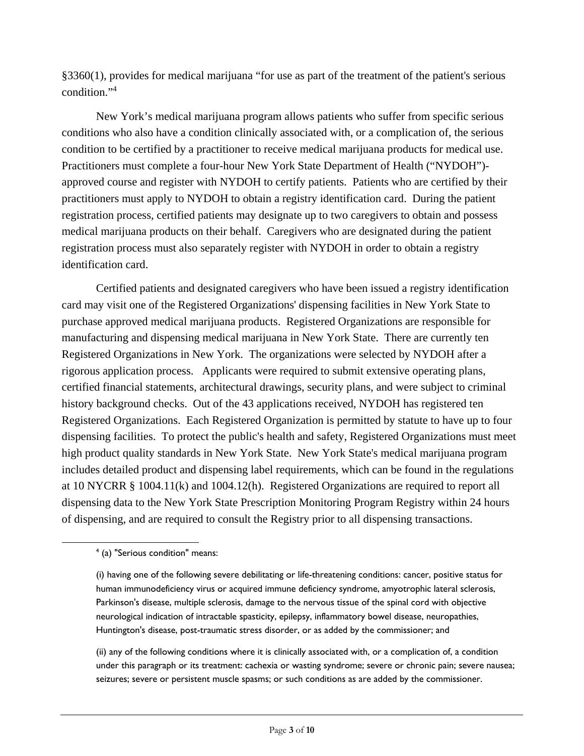§3360(1), provides for medical marijuana "for use as part of the treatment of the patient's serious condition."[4]

New York's medical marijuana program allows patients who suffer from specific serious conditions who also have a condition clinically associated with, or a complication of, the serious condition to be certified by a practitioner to receive medical marijuana products for medical use. Practitioners must complete a four-hour New York State Department of Health ("NYDOH")-approved course and register with NYDOH to certify patients. Patients who are certified by their practitioners must apply to NYDOH to obtain a registry identification card. During the patient registration process, certified patients may designate up to two caregivers to obtain and possess medical marijuana products on their behalf. Caregivers who are designated during the patient registration process must also separately register with NYDOH in order to obtain a registry identification card.

Certified patients and designated caregivers who have been issued a registry identification card may visit one of the Registered Organizations' dispensing facilities in New York State to purchase approved medical marijuana products. Registered Organizations are responsible for manufacturing and dispensing medical marijuana in New York State. There are currently ten Registered Organizations in New York. The organizations were selected by NYDOH after a rigorous application process. Applicants were required to submit extensive operating plans, certified financial statements, architectural drawings, security plans, and were subject to criminal history background checks. Out of the 43 applications received, NYDOH has registered ten Registered Organizations. Each Registered Organization is permitted by statute to have up to four dispensing facilities. To protect the public's health and safety, Registered Organizations must meet high product quality standards in New York State. New York State's medical marijuana program includes detailed product and dispensing label requirements, which can be found in the regulations at 10 NYCRR § 1004.11(k) and 1004.12(h). Registered Organizations are required to report all dispensing data to the New York State Prescription Monitoring Program Registry within 24 hours of dispensing, and are required to consult the Registry prior to all dispensing transactions.

---

[4] (a) "Serious condition" means:

(i) having one of the following severe debilitating or life-threatening conditions: cancer, positive status for human immunodeficiency virus or acquired immune deficiency syndrome, amyotrophic lateral sclerosis, Parkinson's disease, multiple sclerosis, damage to the nervous tissue of the spinal cord with objective neurological indication of intractable spasticity, epilepsy, inflammatory bowel disease, neuropathies, Huntington's disease, post-traumatic stress disorder, or as added by the commissioner; and

(ii) any of the following conditions where it is clinically associated with, or a complication of, a condition under this paragraph or its treatment: cachexia or wasting syndrome; severe or chronic pain; severe nausea; seizures; severe or persistent muscle spasms; or such conditions as are added by the commissioner.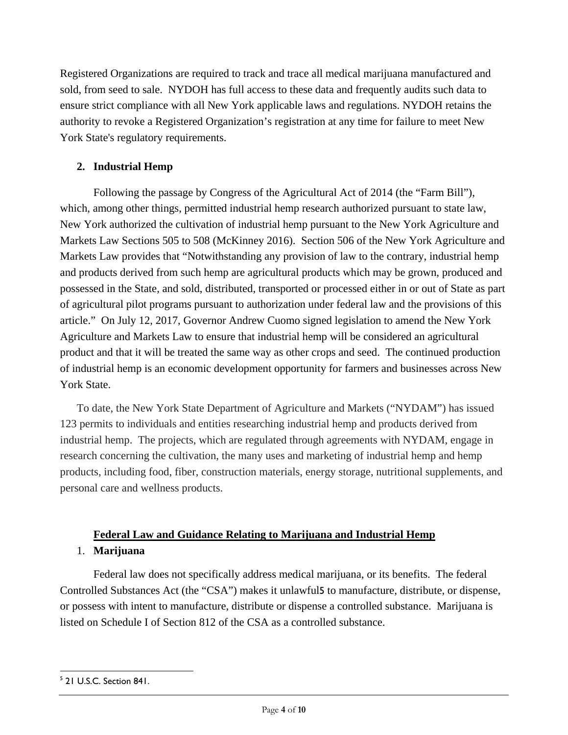Registered Organizations are required to track and trace all medical marijuana manufactured and sold, from seed to sale. NYDOH has full access to these data and frequently audits such data to ensure strict compliance with all New York applicable laws and regulations. NYDOH retains the authority to revoke a Registered Organization's registration at any time for failure to meet New York State's regulatory requirements.

**2. Industrial Hemp**

Following the passage by Congress of the Agricultural Act of 2014 (the "Farm Bill"), which, among other things, permitted industrial hemp research authorized pursuant to state law, New York authorized the cultivation of industrial hemp pursuant to the New York Agriculture and Markets Law Sections 505 to 508 (McKinney 2016). Section 506 of the New York Agriculture and Markets Law provides that "Notwithstanding any provision of law to the contrary, industrial hemp and products derived from such hemp are agricultural products which may be grown, produced and possessed in the State, and sold, distributed, transported or processed either in or out of State as part of agricultural pilot programs pursuant to authorization under federal law and the provisions of this article." On July 12, 2017, Governor Andrew Cuomo signed legislation to amend the New York Agriculture and Markets Law to ensure that industrial hemp will be considered an agricultural product and that it will be treated the same way as other crops and seed. The continued production of industrial hemp is an economic development opportunity for farmers and businesses across New York State.

To date, the New York State Department of Agriculture and Markets ("NYDAM") has issued 123 permits to individuals and entities researching industrial hemp and products derived from industrial hemp. The projects, which are regulated through agreements with NYDAM, engage in research concerning the cultivation, the many uses and marketing of industrial hemp and hemp products, including food, fiber, construction materials, energy storage, nutritional supplements, and personal care and wellness products.

## Federal Law and Guidance Relating to Marijuana and Industrial Hemp

**1. Marijuana**

Federal law does not specifically address medical marijuana, or its benefits. The federal Controlled Substances Act (the "CSA") makes it unlawful[5] to manufacture, distribute, or dispense, or possess with intent to manufacture, distribute or dispense a controlled substance. Marijuana is listed on Schedule I of Section 812 of the CSA as a controlled substance.

[5] 21 U.S.C. Section 841.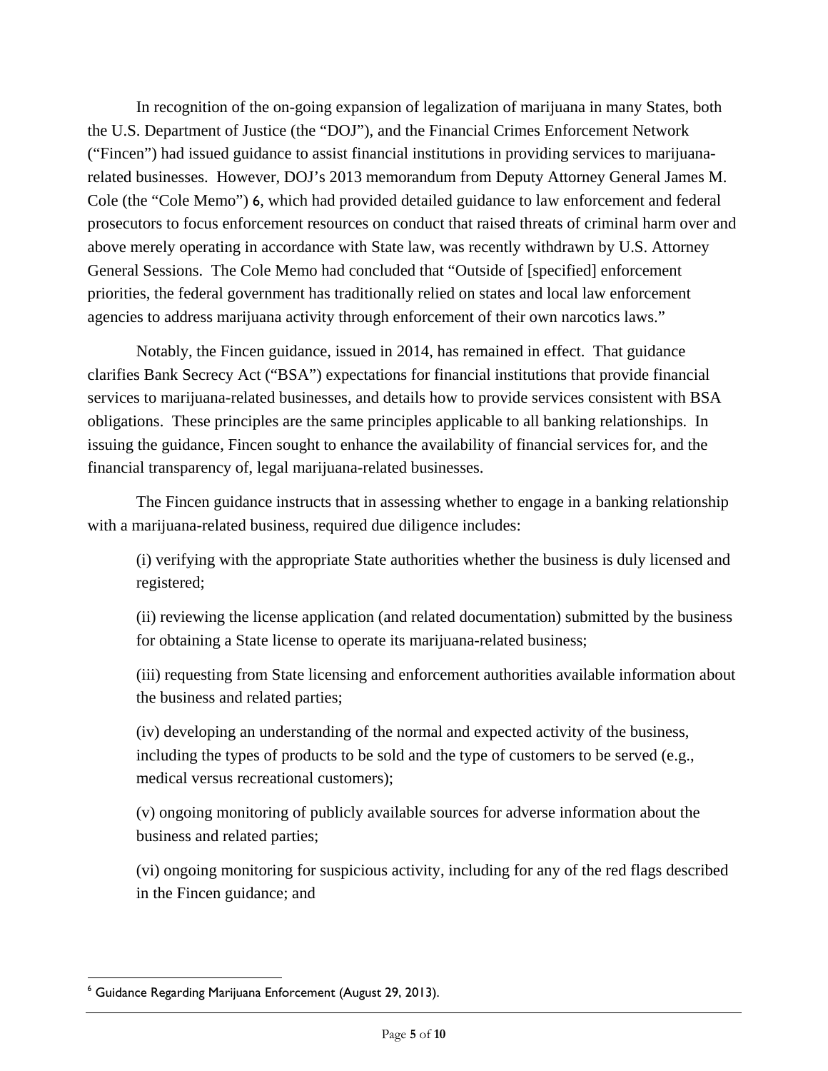In recognition of the on-going expansion of legalization of marijuana in many States, both the U.S. Department of Justice (the "DOJ"), and the Financial Crimes Enforcement Network ("Fincen") had issued guidance to assist financial institutions in providing services to marijuana-related businesses. However, DOJ's 2013 memorandum from Deputy Attorney General James M. Cole (the "Cole Memo") [6], which had provided detailed guidance to law enforcement and federal prosecutors to focus enforcement resources on conduct that raised threats of criminal harm over and above merely operating in accordance with State law, was recently withdrawn by U.S. Attorney General Sessions. The Cole Memo had concluded that "Outside of [specified] enforcement priorities, the federal government has traditionally relied on states and local law enforcement agencies to address marijuana activity through enforcement of their own narcotics laws."

Notably, the Fincen guidance, issued in 2014, has remained in effect. That guidance clarifies Bank Secrecy Act ("BSA") expectations for financial institutions that provide financial services to marijuana-related businesses, and details how to provide services consistent with BSA obligations. These principles are the same principles applicable to all banking relationships. In issuing the guidance, Fincen sought to enhance the availability of financial services for, and the financial transparency of, legal marijuana-related businesses.

The Fincen guidance instructs that in assessing whether to engage in a banking relationship with a marijuana-related business, required due diligence includes:

(i) verifying with the appropriate State authorities whether the business is duly licensed and registered;

(ii) reviewing the license application (and related documentation) submitted by the business for obtaining a State license to operate its marijuana-related business;

(iii) requesting from State licensing and enforcement authorities available information about the business and related parties;

(iv) developing an understanding of the normal and expected activity of the business, including the types of products to be sold and the type of customers to be served (e.g., medical versus recreational customers);

(v) ongoing monitoring of publicly available sources for adverse information about the business and related parties;

(vi) ongoing monitoring for suspicious activity, including for any of the red flags described in the Fincen guidance; and

[6] Guidance Regarding Marijuana Enforcement (August 29, 2013).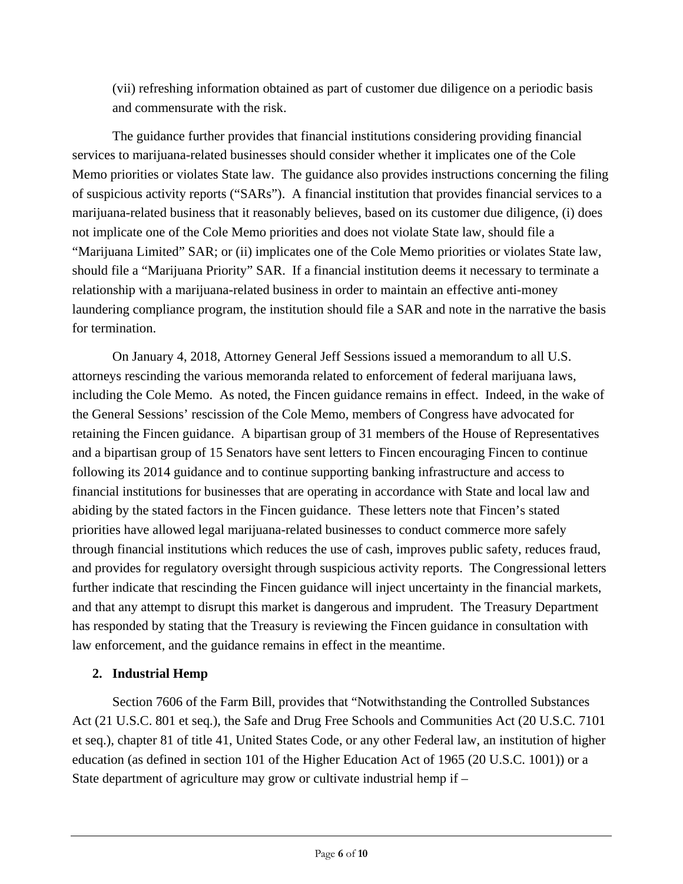(vii) refreshing information obtained as part of customer due diligence on a periodic basis and commensurate with the risk.

The guidance further provides that financial institutions considering providing financial services to marijuana-related businesses should consider whether it implicates one of the Cole Memo priorities or violates State law. The guidance also provides instructions concerning the filing of suspicious activity reports ("SARs"). A financial institution that provides financial services to a marijuana-related business that it reasonably believes, based on its customer due diligence, (i) does not implicate one of the Cole Memo priorities and does not violate State law, should file a "Marijuana Limited" SAR; or (ii) implicates one of the Cole Memo priorities or violates State law, should file a "Marijuana Priority" SAR. If a financial institution deems it necessary to terminate a relationship with a marijuana-related business in order to maintain an effective anti-money laundering compliance program, the institution should file a SAR and note in the narrative the basis for termination.

On January 4, 2018, Attorney General Jeff Sessions issued a memorandum to all U.S. attorneys rescinding the various memoranda related to enforcement of federal marijuana laws, including the Cole Memo. As noted, the Fincen guidance remains in effect. Indeed, in the wake of the General Sessions' rescission of the Cole Memo, members of Congress have advocated for retaining the Fincen guidance. A bipartisan group of 31 members of the House of Representatives and a bipartisan group of 15 Senators have sent letters to Fincen encouraging Fincen to continue following its 2014 guidance and to continue supporting banking infrastructure and access to financial institutions for businesses that are operating in accordance with State and local law and abiding by the stated factors in the Fincen guidance. These letters note that Fincen's stated priorities have allowed legal marijuana-related businesses to conduct commerce more safely through financial institutions which reduces the use of cash, improves public safety, reduces fraud, and provides for regulatory oversight through suspicious activity reports. The Congressional letters further indicate that rescinding the Fincen guidance will inject uncertainty in the financial markets, and that any attempt to disrupt this market is dangerous and imprudent. The Treasury Department has responded by stating that the Treasury is reviewing the Fincen guidance in consultation with law enforcement, and the guidance remains in effect in the meantime.

## 2. Industrial Hemp

Section 7606 of the Farm Bill, provides that "Notwithstanding the Controlled Substances Act (21 U.S.C. 801 et seq.), the Safe and Drug Free Schools and Communities Act (20 U.S.C. 7101 et seq.), chapter 81 of title 41, United States Code, or any other Federal law, an institution of higher education (as defined in section 101 of the Higher Education Act of 1965 (20 U.S.C. 1001)) or a State department of agriculture may grow or cultivate industrial hemp if –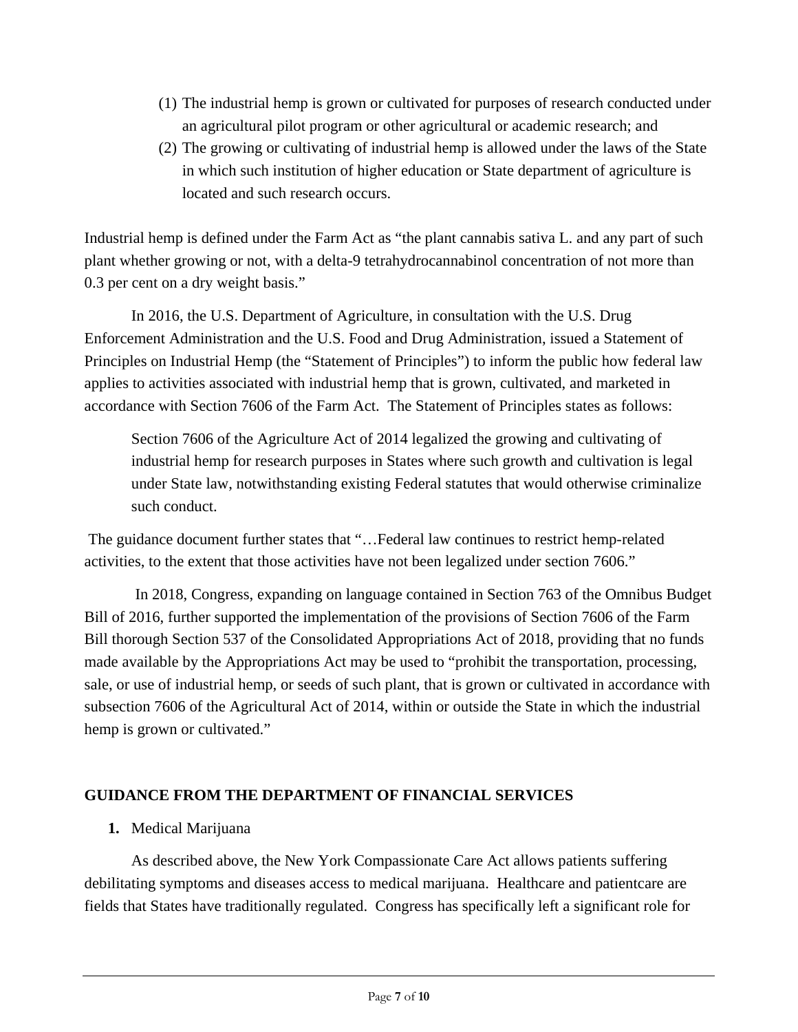(1) The industrial hemp is grown or cultivated for purposes of research conducted under an agricultural pilot program or other agricultural or academic research; and
(2) The growing or cultivating of industrial hemp is allowed under the laws of the State in which such institution of higher education or State department of agriculture is located and such research occurs.

Industrial hemp is defined under the Farm Act as "the plant cannabis sativa L. and any part of such plant whether growing or not, with a delta-9 tetrahydrocannabinol concentration of not more than 0.3 per cent on a dry weight basis."

In 2016, the U.S. Department of Agriculture, in consultation with the U.S. Drug Enforcement Administration and the U.S. Food and Drug Administration, issued a Statement of Principles on Industrial Hemp (the "Statement of Principles") to inform the public how federal law applies to activities associated with industrial hemp that is grown, cultivated, and marketed in accordance with Section 7606 of the Farm Act. The Statement of Principles states as follows:

> Section 7606 of the Agriculture Act of 2014 legalized the growing and cultivating of industrial hemp for research purposes in States where such growth and cultivation is legal under State law, notwithstanding existing Federal statutes that would otherwise criminalize such conduct.

The guidance document further states that "…Federal law continues to restrict hemp-related activities, to the extent that those activities have not been legalized under section 7606."

In 2018, Congress, expanding on language contained in Section 763 of the Omnibus Budget Bill of 2016, further supported the implementation of the provisions of Section 7606 of the Farm Bill thorough Section 537 of the Consolidated Appropriations Act of 2018, providing that no funds made available by the Appropriations Act may be used to "prohibit the transportation, processing, sale, or use of industrial hemp, or seeds of such plant, that is grown or cultivated in accordance with subsection 7606 of the Agricultural Act of 2014, within or outside the State in which the industrial hemp is grown or cultivated."

## GUIDANCE FROM THE DEPARTMENT OF FINANCIAL SERVICES

**1.** Medical Marijuana

As described above, the New York Compassionate Care Act allows patients suffering debilitating symptoms and diseases access to medical marijuana. Healthcare and patientcare are fields that States have traditionally regulated. Congress has specifically left a significant role for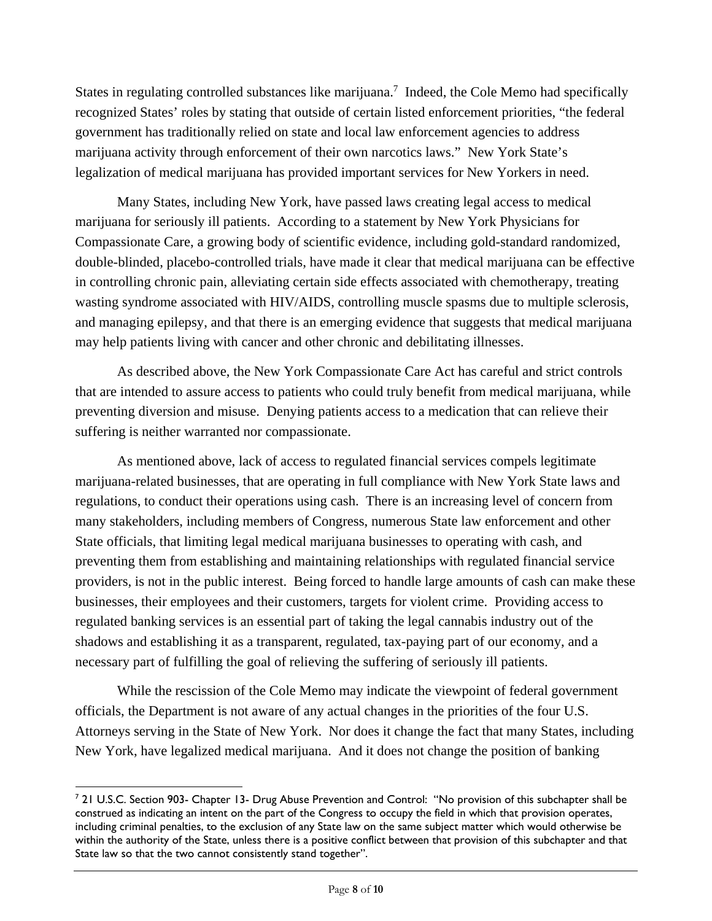States in regulating controlled substances like marijuana.[7] Indeed, the Cole Memo had specifically recognized States' roles by stating that outside of certain listed enforcement priorities, "the federal government has traditionally relied on state and local law enforcement agencies to address marijuana activity through enforcement of their own narcotics laws." New York State's legalization of medical marijuana has provided important services for New Yorkers in need.

Many States, including New York, have passed laws creating legal access to medical marijuana for seriously ill patients. According to a statement by New York Physicians for Compassionate Care, a growing body of scientific evidence, including gold-standard randomized, double-blinded, placebo-controlled trials, have made it clear that medical marijuana can be effective in controlling chronic pain, alleviating certain side effects associated with chemotherapy, treating wasting syndrome associated with HIV/AIDS, controlling muscle spasms due to multiple sclerosis, and managing epilepsy, and that there is an emerging evidence that suggests that medical marijuana may help patients living with cancer and other chronic and debilitating illnesses.

As described above, the New York Compassionate Care Act has careful and strict controls that are intended to assure access to patients who could truly benefit from medical marijuana, while preventing diversion and misuse. Denying patients access to a medication that can relieve their suffering is neither warranted nor compassionate.

As mentioned above, lack of access to regulated financial services compels legitimate marijuana-related businesses, that are operating in full compliance with New York State laws and regulations, to conduct their operations using cash. There is an increasing level of concern from many stakeholders, including members of Congress, numerous State law enforcement and other State officials, that limiting legal medical marijuana businesses to operating with cash, and preventing them from establishing and maintaining relationships with regulated financial service providers, is not in the public interest. Being forced to handle large amounts of cash can make these businesses, their employees and their customers, targets for violent crime. Providing access to regulated banking services is an essential part of taking the legal cannabis industry out of the shadows and establishing it as a transparent, regulated, tax-paying part of our economy, and a necessary part of fulfilling the goal of relieving the suffering of seriously ill patients.

While the rescission of the Cole Memo may indicate the viewpoint of federal government officials, the Department is not aware of any actual changes in the priorities of the four U.S. Attorneys serving in the State of New York. Nor does it change the fact that many States, including New York, have legalized medical marijuana. And it does not change the position of banking

---

[7] 21 U.S.C. Section 903- Chapter 13- Drug Abuse Prevention and Control: "No provision of this subchapter shall be construed as indicating an intent on the part of the Congress to occupy the field in which that provision operates, including criminal penalties, to the exclusion of any State law on the same subject matter which would otherwise be within the authority of the State, unless there is a positive conflict between that provision of this subchapter and that State law so that the two cannot consistently stand together".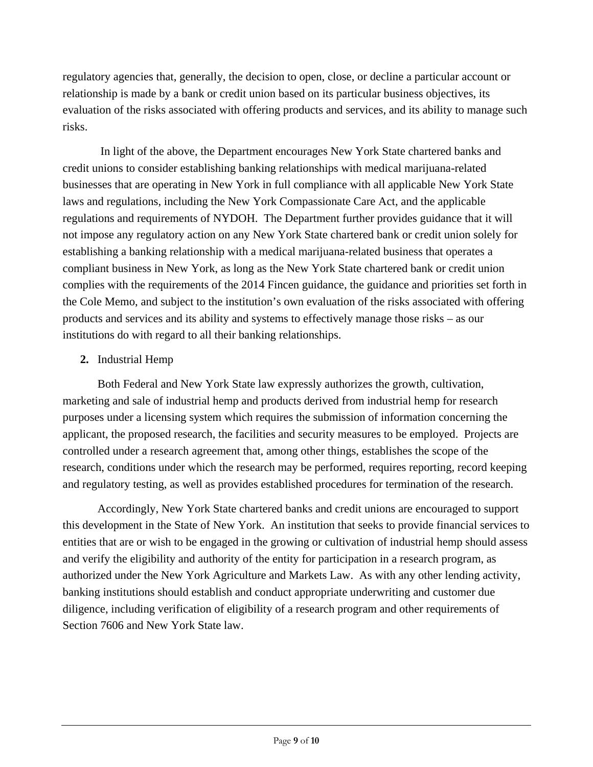regulatory agencies that, generally, the decision to open, close, or decline a particular account or relationship is made by a bank or credit union based on its particular business objectives, its evaluation of the risks associated with offering products and services, and its ability to manage such risks.

In light of the above, the Department encourages New York State chartered banks and credit unions to consider establishing banking relationships with medical marijuana-related businesses that are operating in New York in full compliance with all applicable New York State laws and regulations, including the New York Compassionate Care Act, and the applicable regulations and requirements of NYDOH. The Department further provides guidance that it will not impose any regulatory action on any New York State chartered bank or credit union solely for establishing a banking relationship with a medical marijuana-related business that operates a compliant business in New York, as long as the New York State chartered bank or credit union complies with the requirements of the 2014 Fincen guidance, the guidance and priorities set forth in the Cole Memo, and subject to the institution's own evaluation of the risks associated with offering products and services and its ability and systems to effectively manage those risks – as our institutions do with regard to all their banking relationships.

**2.** Industrial Hemp

Both Federal and New York State law expressly authorizes the growth, cultivation, marketing and sale of industrial hemp and products derived from industrial hemp for research purposes under a licensing system which requires the submission of information concerning the applicant, the proposed research, the facilities and security measures to be employed. Projects are controlled under a research agreement that, among other things, establishes the scope of the research, conditions under which the research may be performed, requires reporting, record keeping and regulatory testing, as well as provides established procedures for termination of the research.

Accordingly, New York State chartered banks and credit unions are encouraged to support this development in the State of New York. An institution that seeks to provide financial services to entities that are or wish to be engaged in the growing or cultivation of industrial hemp should assess and verify the eligibility and authority of the entity for participation in a research program, as authorized under the New York Agriculture and Markets Law. As with any other lending activity, banking institutions should establish and conduct appropriate underwriting and customer due diligence, including verification of eligibility of a research program and other requirements of Section 7606 and New York State law.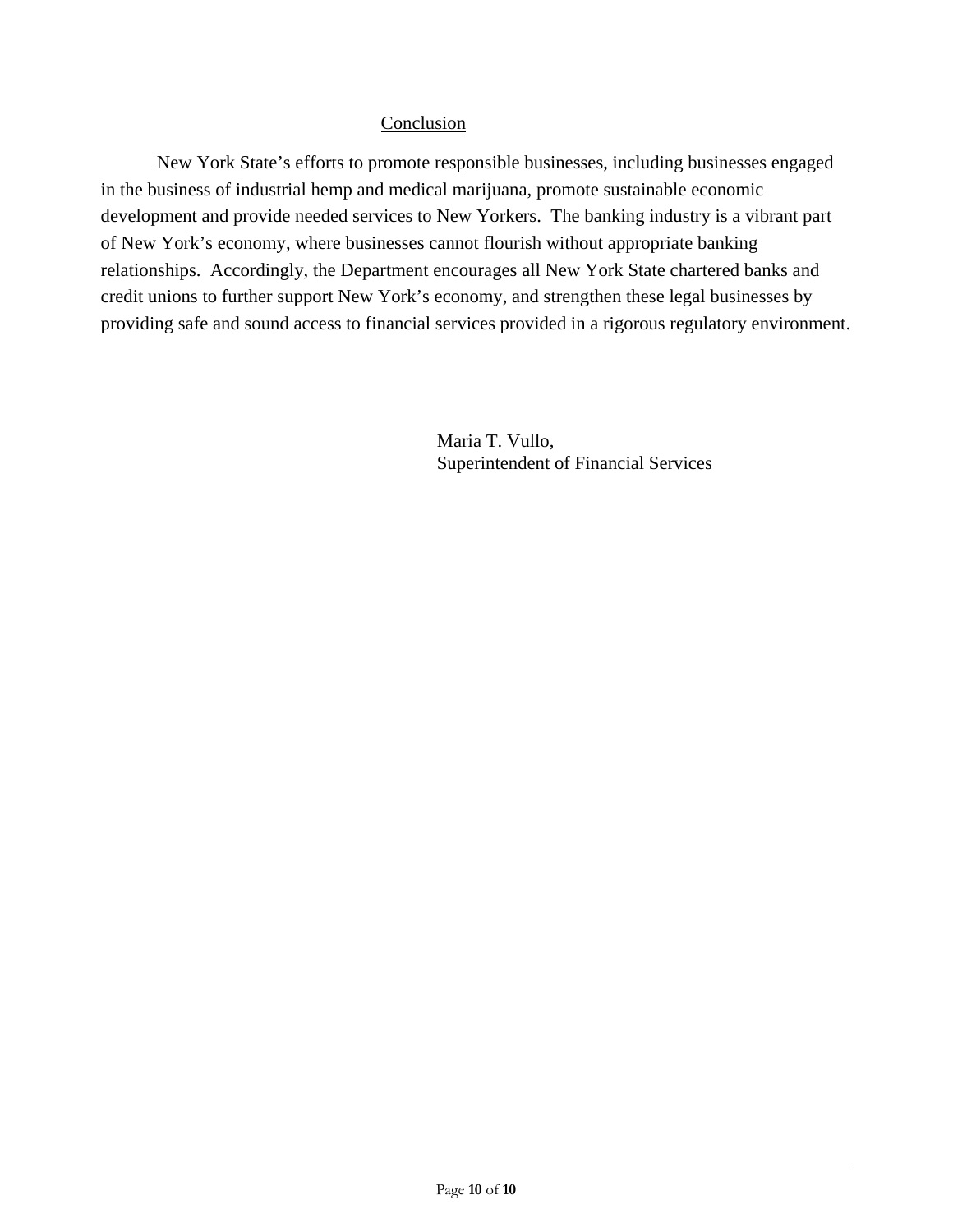## Conclusion

New York State's efforts to promote responsible businesses, including businesses engaged in the business of industrial hemp and medical marijuana, promote sustainable economic development and provide needed services to New Yorkers. The banking industry is a vibrant part of New York's economy, where businesses cannot flourish without appropriate banking relationships. Accordingly, the Department encourages all New York State chartered banks and credit unions to further support New York's economy, and strengthen these legal businesses by providing safe and sound access to financial services provided in a rigorous regulatory environment.

Maria T. Vullo,
Superintendent of Financial Services